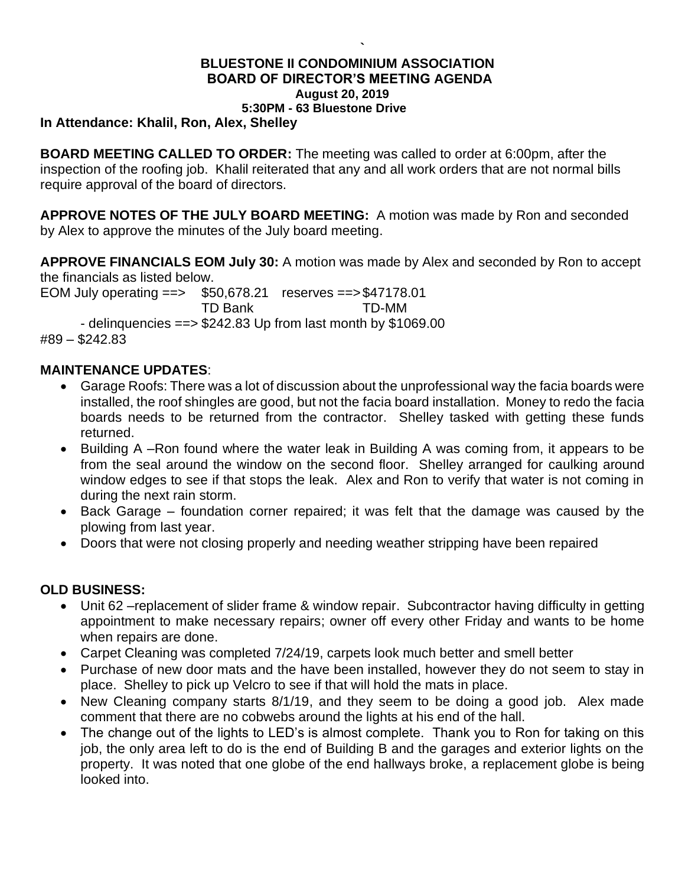**BLUESTONE II CONDOMINIUM ASSOCIATION**
**BOARD OF DIRECTOR'S MEETING AGENDA**
**August 20, 2019**
**5:30PM - 63 Bluestone Drive**

**In Attendance: Khalil, Ron, Alex, Shelley**

**BOARD MEETING CALLED TO ORDER:** The meeting was called to order at 6:00pm, after the inspection of the roofing job. Khalil reiterated that any and all work orders that are not normal bills require approval of the board of directors.

**APPROVE NOTES OF THE JULY BOARD MEETING:** A motion was made by Ron and seconded by Alex to approve the minutes of the July board meeting.

**APPROVE FINANCIALS EOM July 30:** A motion was made by Alex and seconded by Ron to accept the financials as listed below.

EOM July operating ==> $50,678.21 (TD Bank) reserves ==> $47178.01 (TD-MM)

- delinquencies ==> $242.83 Up from last month by $1069.00

#89 – $242.83

**MAINTENANCE UPDATES**:

- Garage Roofs: There was a lot of discussion about the unprofessional way the facia boards were installed, the roof shingles are good, but not the facia board installation. Money to redo the facia boards needs to be returned from the contractor. Shelley tasked with getting these funds returned.
- Building A –Ron found where the water leak in Building A was coming from, it appears to be from the seal around the window on the second floor. Shelley arranged for caulking around window edges to see if that stops the leak. Alex and Ron to verify that water is not coming in during the next rain storm.
- Back Garage – foundation corner repaired; it was felt that the damage was caused by the plowing from last year.
- Doors that were not closing properly and needing weather stripping have been repaired

**OLD BUSINESS:**

- Unit 62 –replacement of slider frame & window repair. Subcontractor having difficulty in getting appointment to make necessary repairs; owner off every other Friday and wants to be home when repairs are done.
- Carpet Cleaning was completed 7/24/19, carpets look much better and smell better
- Purchase of new door mats and the have been installed, however they do not seem to stay in place. Shelley to pick up Velcro to see if that will hold the mats in place.
- New Cleaning company starts 8/1/19, and they seem to be doing a good job. Alex made comment that there are no cobwebs around the lights at his end of the hall.
- The change out of the lights to LED's is almost complete. Thank you to Ron for taking on this job, the only area left to do is the end of Building B and the garages and exterior lights on the property. It was noted that one globe of the end hallways broke, a replacement globe is being looked into.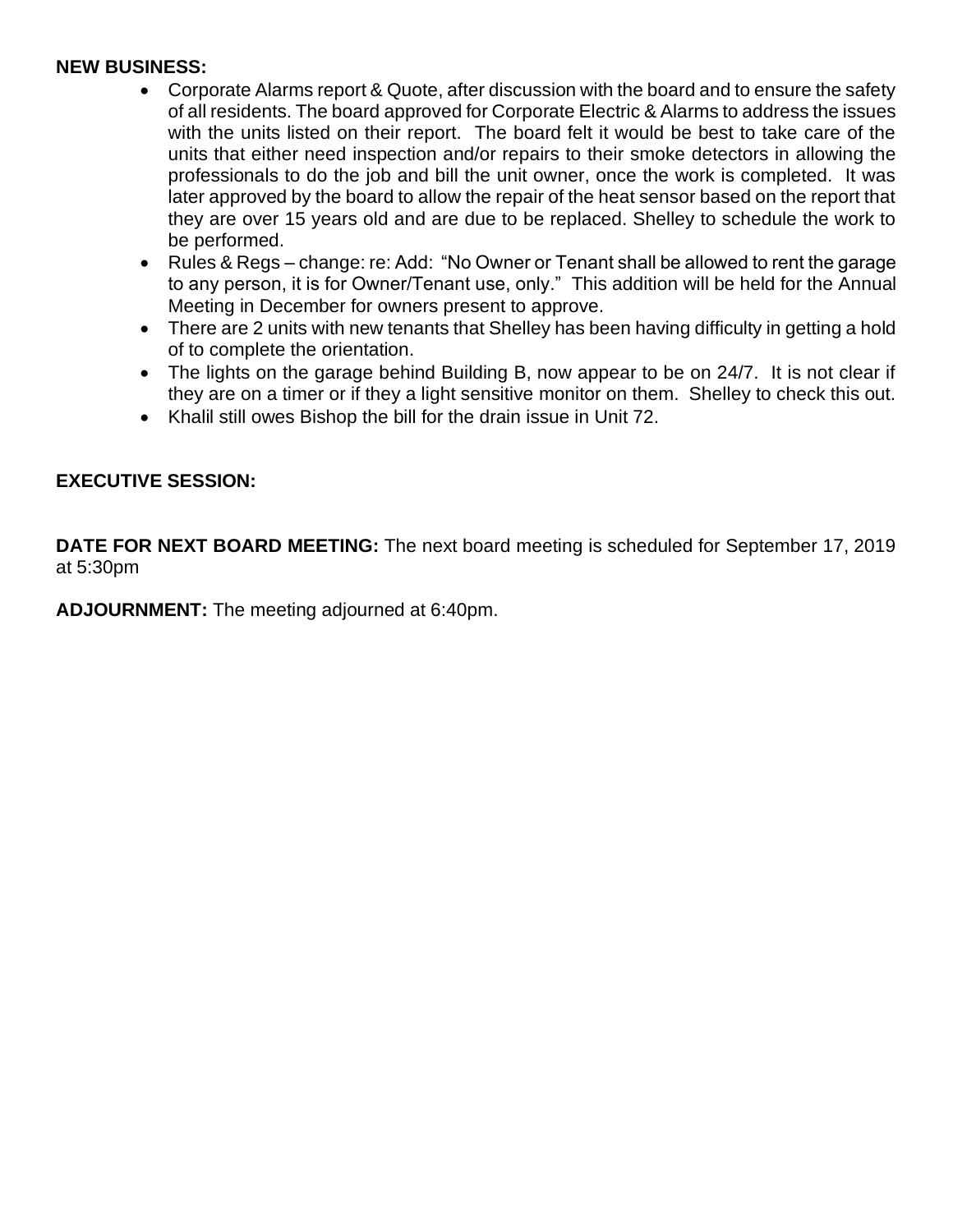**NEW BUSINESS:**

- Corporate Alarms report & Quote, after discussion with the board and to ensure the safety of all residents. The board approved for Corporate Electric & Alarms to address the issues with the units listed on their report. The board felt it would be best to take care of the units that either need inspection and/or repairs to their smoke detectors in allowing the professionals to do the job and bill the unit owner, once the work is completed. It was later approved by the board to allow the repair of the heat sensor based on the report that they are over 15 years old and are due to be replaced. Shelley to schedule the work to be performed.
- Rules & Regs – change: re: Add: "No Owner or Tenant shall be allowed to rent the garage to any person, it is for Owner/Tenant use, only." This addition will be held for the Annual Meeting in December for owners present to approve.
- There are 2 units with new tenants that Shelley has been having difficulty in getting a hold of to complete the orientation.
- The lights on the garage behind Building B, now appear to be on 24/7. It is not clear if they are on a timer or if they a light sensitive monitor on them. Shelley to check this out.
- Khalil still owes Bishop the bill for the drain issue in Unit 72.

**EXECUTIVE SESSION:**

**DATE FOR NEXT BOARD MEETING:** The next board meeting is scheduled for September 17, 2019 at 5:30pm

**ADJOURNMENT:** The meeting adjourned at 6:40pm.